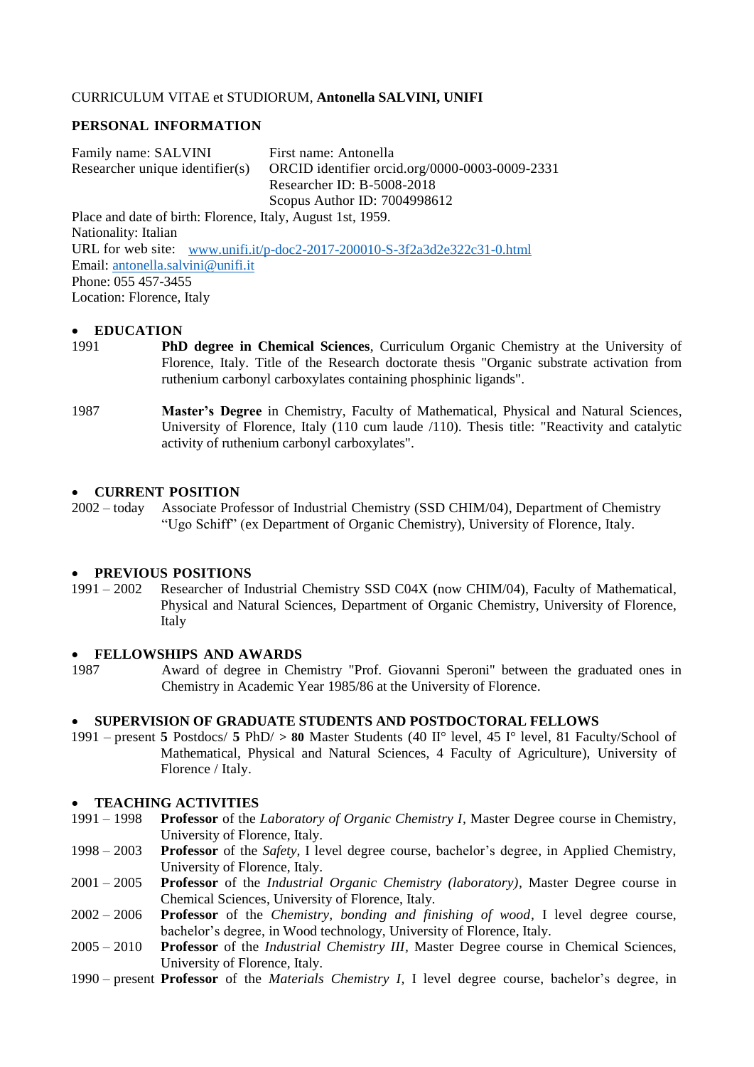CURRICULUM VITAE et STUDIORUM, **Antonella SALVINI, UNIFI**

## PERSONAL INFORMATION

Family name: SALVINI First name: Antonella
Researcher unique identifier(s) ORCID identifier orcid.org/0000-0003-0009-2331
Researcher ID: B-5008-2018
Scopus Author ID: 7004998612

Place and date of birth: Florence, Italy, August 1st, 1959.
Nationality: Italian
URL for web site: www.unifi.it/p-doc2-2017-200010-S-3f2a3d2e322c31-0.html
Email: antonella.salvini@unifi.it
Phone: 055 457-3455
Location: Florence, Italy

- **EDUCATION**

1991 **PhD degree in Chemical Sciences**, Curriculum Organic Chemistry at the University of Florence, Italy. Title of the Research doctorate thesis "Organic substrate activation from ruthenium carbonyl carboxylates containing phosphinic ligands".

1987 **Master's Degree** in Chemistry, Faculty of Mathematical, Physical and Natural Sciences, University of Florence, Italy (110 cum laude /110). Thesis title: "Reactivity and catalytic activity of ruthenium carbonyl carboxylates".

- **CURRENT POSITION**

2002 – today Associate Professor of Industrial Chemistry (SSD CHIM/04), Department of Chemistry "Ugo Schiff" (ex Department of Organic Chemistry), University of Florence, Italy.

- **PREVIOUS POSITIONS**

1991 – 2002 Researcher of Industrial Chemistry SSD C04X (now CHIM/04), Faculty of Mathematical, Physical and Natural Sciences, Department of Organic Chemistry, University of Florence, Italy

- **FELLOWSHIPS AND AWARDS**

1987 Award of degree in Chemistry "Prof. Giovanni Speroni" between the graduated ones in Chemistry in Academic Year 1985/86 at the University of Florence.

- **SUPERVISION OF GRADUATE STUDENTS AND POSTDOCTORAL FELLOWS**

1991 – present **5** Postdocs/ **5** PhD/ > **80** Master Students (40 II° level, 45 I° level, 81 Faculty/School of Mathematical, Physical and Natural Sciences, 4 Faculty of Agriculture), University of Florence / Italy.

- **TEACHING ACTIVITIES**

1991 – 1998 **Professor** of the *Laboratory of Organic Chemistry I*, Master Degree course in Chemistry, University of Florence, Italy.
1998 – 2003 **Professor** of the *Safety*, I level degree course, bachelor's degree, in Applied Chemistry, University of Florence, Italy.
2001 – 2005 **Professor** of the *Industrial Organic Chemistry (laboratory)*, Master Degree course in Chemical Sciences, University of Florence, Italy.
2002 – 2006 **Professor** of the *Chemistry, bonding and finishing of wood*, I level degree course, bachelor's degree, in Wood technology, University of Florence, Italy.
2005 – 2010 **Professor** of the *Industrial Chemistry III*, Master Degree course in Chemical Sciences, University of Florence, Italy.
1990 – present **Professor** of the *Materials Chemistry I*, I level degree course, bachelor's degree, in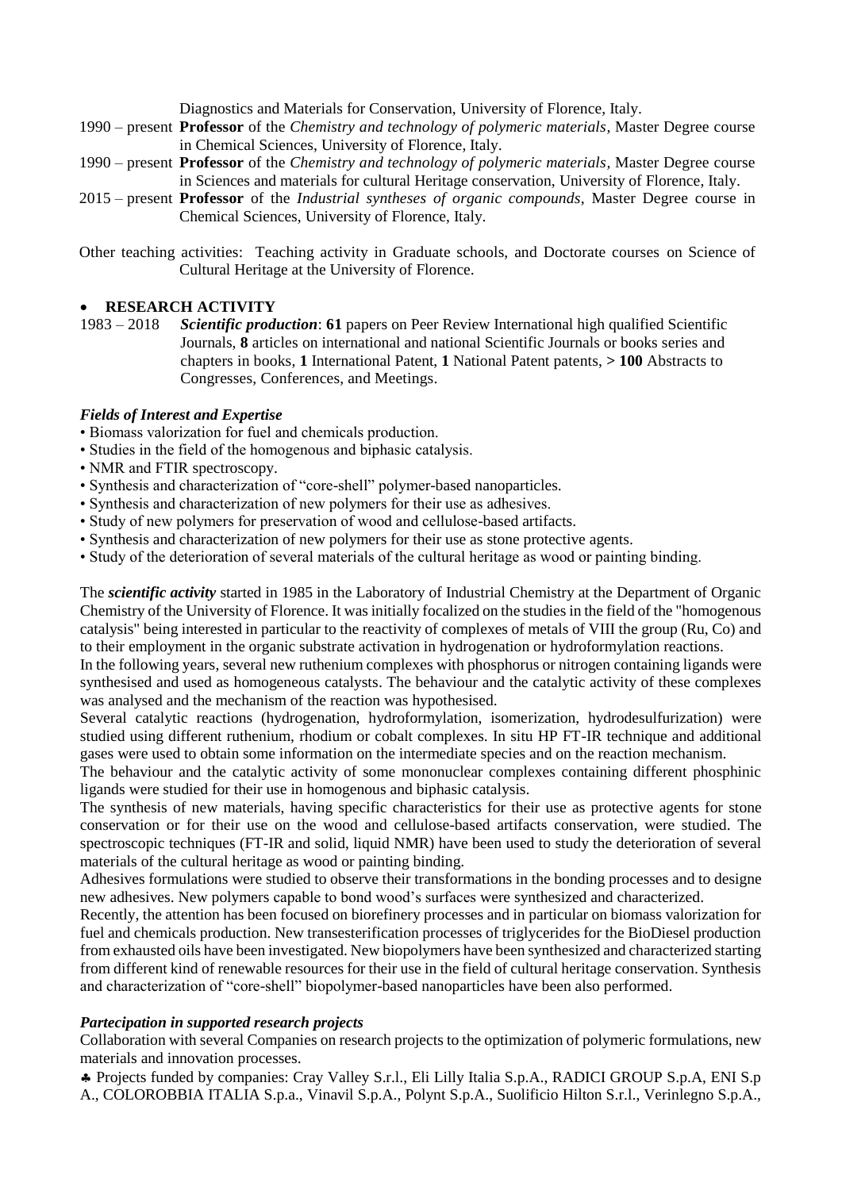Diagnostics and Materials for Conservation, University of Florence, Italy.

1990 – present **Professor** of the *Chemistry and technology of polymeric materials*, Master Degree course in Chemical Sciences, University of Florence, Italy.

1990 – present **Professor** of the *Chemistry and technology of polymeric materials*, Master Degree course in Sciences and materials for cultural Heritage conservation, University of Florence, Italy.

2015 – present **Professor** of the *Industrial syntheses of organic compounds*, Master Degree course in Chemical Sciences, University of Florence, Italy.

Other teaching activities: Teaching activity in Graduate schools, and Doctorate courses on Science of Cultural Heritage at the University of Florence.

- **RESEARCH ACTIVITY**

1983 – 2018 ***Scientific production***: **61** papers on Peer Review International high qualified Scientific Journals, **8** articles on international and national Scientific Journals or books series and chapters in books, **1** International Patent, **1** National Patent patents, **> 100** Abstracts to Congresses, Conferences, and Meetings.

***Fields of Interest and Expertise***

- Biomass valorization for fuel and chemicals production.
- Studies in the field of the homogenous and biphasic catalysis.
- NMR and FTIR spectroscopy.
- Synthesis and characterization of "core-shell" polymer-based nanoparticles.
- Synthesis and characterization of new polymers for their use as adhesives.
- Study of new polymers for preservation of wood and cellulose-based artifacts.
- Synthesis and characterization of new polymers for their use as stone protective agents.
- Study of the deterioration of several materials of the cultural heritage as wood or painting binding.

The ***scientific activity*** started in 1985 in the Laboratory of Industrial Chemistry at the Department of Organic Chemistry of the University of Florence. It was initially focalized on the studies in the field of the "homogenous catalysis" being interested in particular to the reactivity of complexes of metals of VIII the group (Ru, Co) and to their employment in the organic substrate activation in hydrogenation or hydroformylation reactions.

In the following years, several new ruthenium complexes with phosphorus or nitrogen containing ligands were synthesised and used as homogeneous catalysts. The behaviour and the catalytic activity of these complexes was analysed and the mechanism of the reaction was hypothesised.

Several catalytic reactions (hydrogenation, hydroformylation, isomerization, hydrodesulfurization) were studied using different ruthenium, rhodium or cobalt complexes. In situ HP FT-IR technique and additional gases were used to obtain some information on the intermediate species and on the reaction mechanism.

The behaviour and the catalytic activity of some mononuclear complexes containing different phosphinic ligands were studied for their use in homogenous and biphasic catalysis.

The synthesis of new materials, having specific characteristics for their use as protective agents for stone conservation or for their use on the wood and cellulose-based artifacts conservation, were studied. The spectroscopic techniques (FT-IR and solid, liquid NMR) have been used to study the deterioration of several materials of the cultural heritage as wood or painting binding.

Adhesives formulations were studied to observe their transformations in the bonding processes and to designe new adhesives. New polymers capable to bond wood's surfaces were synthesized and characterized.

Recently, the attention has been focused on biorefinery processes and in particular on biomass valorization for fuel and chemicals production. New transesterification processes of triglycerides for the BioDiesel production from exhausted oils have been investigated. New biopolymers have been synthesized and characterized starting from different kind of renewable resources for their use in the field of cultural heritage conservation. Synthesis and characterization of "core-shell" biopolymer-based nanoparticles have been also performed.

***Partecipation in supported research projects***

Collaboration with several Companies on research projects to the optimization of polymeric formulations, new materials and innovation processes.

♣ Projects funded by companies: Cray Valley S.r.l., Eli Lilly Italia S.p.A., RADICI GROUP S.p.A, ENI S.p A., COLOROBBIA ITALIA S.p.a., Vinavil S.p.A., Polynt S.p.A., Suolificio Hilton S.r.l., Verinlegno S.p.A.,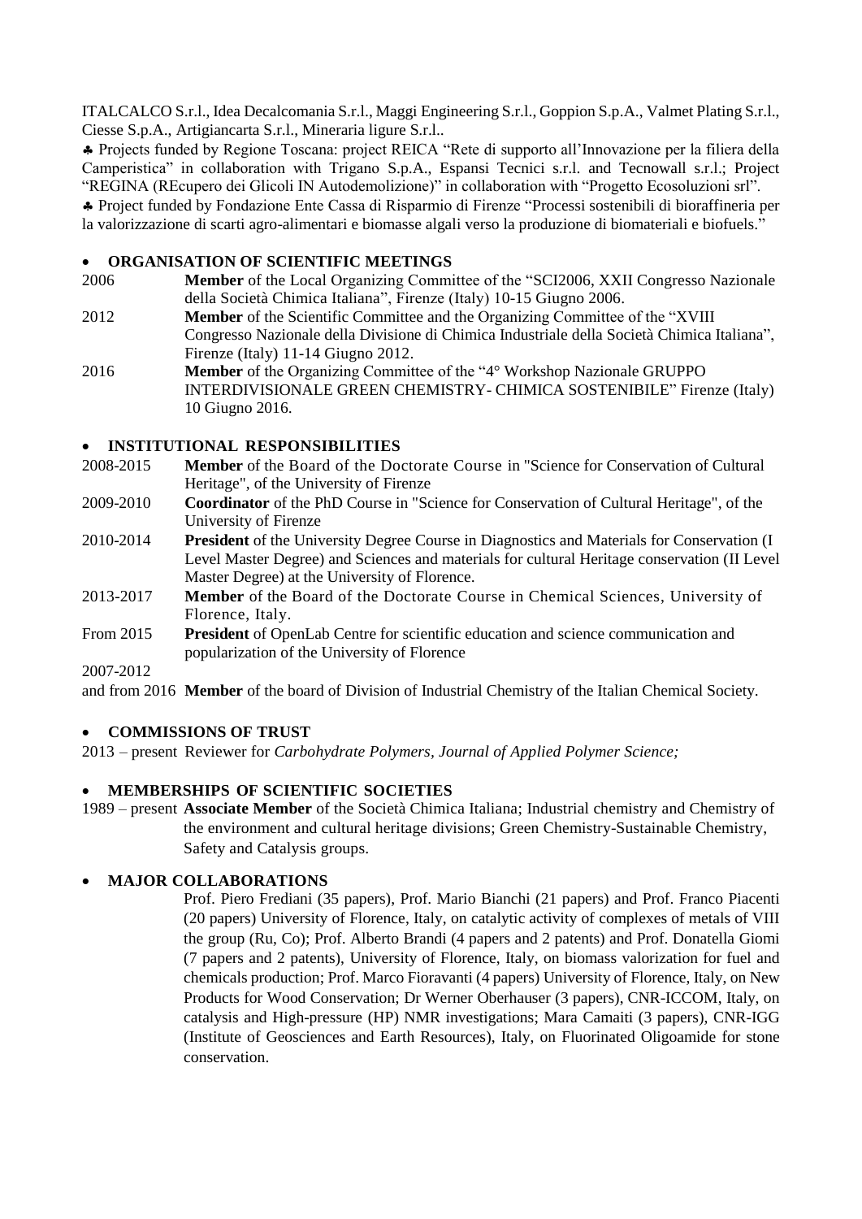ITALCALCO S.r.l., Idea Decalcomania S.r.l., Maggi Engineering S.r.l., Goppion S.p.A., Valmet Plating S.r.l., Ciesse S.p.A., Artigiancarta S.r.l., Mineraria ligure S.r.l..

♣ Projects funded by Regione Toscana: project REICA "Rete di supporto all'Innovazione per la filiera della Camperistica" in collaboration with Trigano S.p.A., Espansi Tecnici s.r.l. and Tecnowall s.r.l.; Project "REGINA (REcupero dei Glicoli IN Autodemolizione)" in collaboration with "Progetto Ecosoluzioni srl".

♣ Project funded by Fondazione Ente Cassa di Risparmio di Firenze "Processi sostenibili di bioraffineria per la valorizzazione di scarti agro-alimentari e biomasse algali verso la produzione di biomateriali e biofuels."

- **ORGANISATION OF SCIENTIFIC MEETINGS**

2006 **Member** of the Local Organizing Committee of the "SCI2006, XXII Congresso Nazionale della Società Chimica Italiana", Firenze (Italy) 10-15 Giugno 2006.

2012 **Member** of the Scientific Committee and the Organizing Committee of the "XVIII Congresso Nazionale della Divisione di Chimica Industriale della Società Chimica Italiana", Firenze (Italy) 11-14 Giugno 2012.

2016 **Member** of the Organizing Committee of the "4° Workshop Nazionale GRUPPO INTERDIVISIONALE GREEN CHEMISTRY- CHIMICA SOSTENIBILE" Firenze (Italy) 10 Giugno 2016.

- **INSTITUTIONAL RESPONSIBILITIES**

2008-2015 **Member** of the Board of the Doctorate Course in "Science for Conservation of Cultural Heritage", of the University of Firenze

2009-2010 **Coordinator** of the PhD Course in "Science for Conservation of Cultural Heritage", of the University of Firenze

2010-2014 **President** of the University Degree Course in Diagnostics and Materials for Conservation (I Level Master Degree) and Sciences and materials for cultural Heritage conservation (II Level Master Degree) at the University of Florence.

2013-2017 **Member** of the Board of the Doctorate Course in Chemical Sciences, University of Florence, Italy.

From 2015 **President** of OpenLab Centre for scientific education and science communication and popularization of the University of Florence

2007-2012 and from 2016 **Member** of the board of Division of Industrial Chemistry of the Italian Chemical Society.

- **COMMISSIONS OF TRUST**

2013 – present Reviewer for *Carbohydrate Polymers, Journal of Applied Polymer Science;*

- **MEMBERSHIPS OF SCIENTIFIC SOCIETIES**

1989 – present **Associate Member** of the Società Chimica Italiana; Industrial chemistry and Chemistry of the environment and cultural heritage divisions; Green Chemistry-Sustainable Chemistry, Safety and Catalysis groups.

- **MAJOR COLLABORATIONS**

Prof. Piero Frediani (35 papers), Prof. Mario Bianchi (21 papers) and Prof. Franco Piacenti (20 papers) University of Florence, Italy, on catalytic activity of complexes of metals of VIII the group (Ru, Co); Prof. Alberto Brandi (4 papers and 2 patents) and Prof. Donatella Giomi (7 papers and 2 patents), University of Florence, Italy, on biomass valorization for fuel and chemicals production; Prof. Marco Fioravanti (4 papers) University of Florence, Italy, on New Products for Wood Conservation; Dr Werner Oberhauser (3 papers), CNR-ICCOM, Italy, on catalysis and High-pressure (HP) NMR investigations; Mara Camaiti (3 papers), CNR-IGG (Institute of Geosciences and Earth Resources), Italy, on Fluorinated Oligoamide for stone conservation.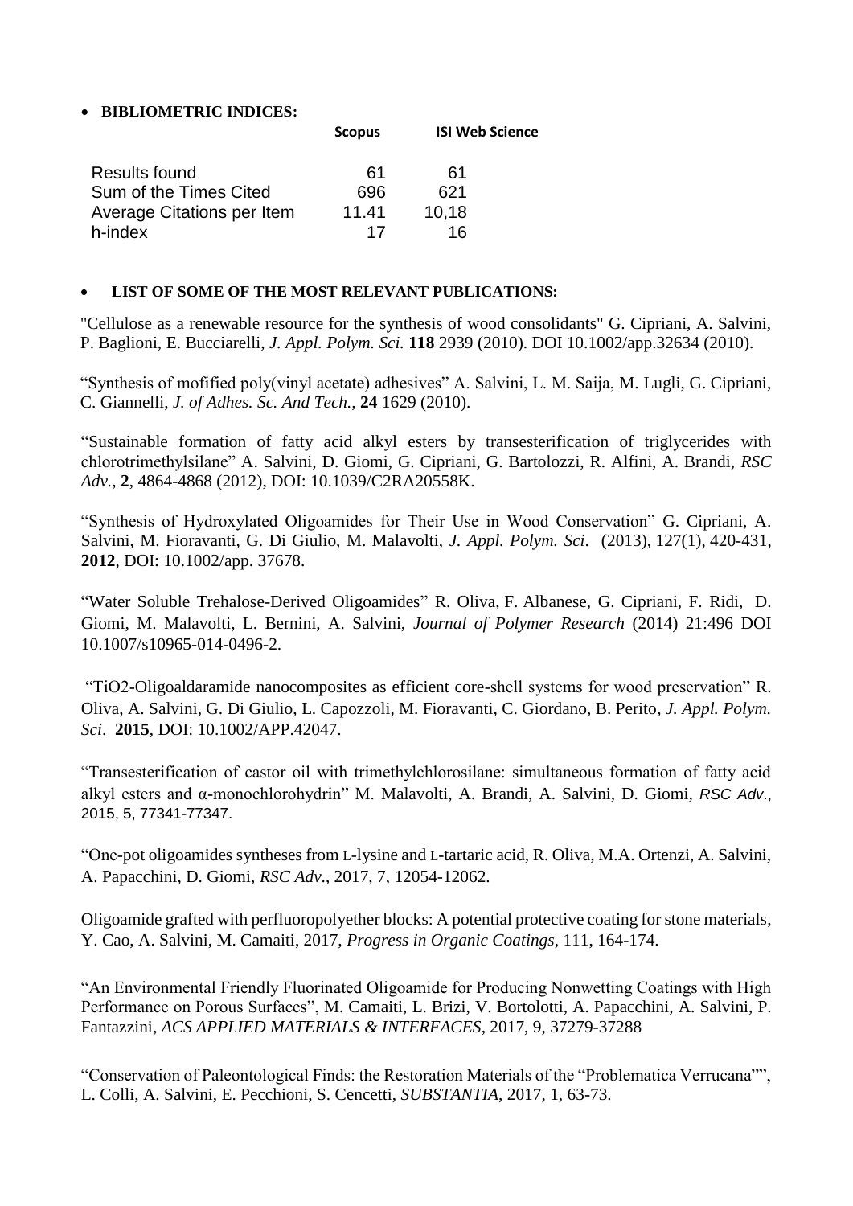- **BIBLIOMETRIC INDICES:**

| | Scopus | ISI Web Science |
|---|---|---|
| Results found | 61 | 61 |
| Sum of the Times Cited | 696 | 621 |
| Average Citations per Item | 11.41 | 10,18 |
| h-index | 17 | 16 |

- **LIST OF SOME OF THE MOST RELEVANT PUBLICATIONS:**

"Cellulose as a renewable resource for the synthesis of wood consolidants" G. Cipriani, A. Salvini, P. Baglioni, E. Bucciarelli, *J. Appl. Polym. Sci.* **118** 2939 (2010). DOI 10.1002/app.32634 (2010).

"Synthesis of mofified poly(vinyl acetate) adhesives" A. Salvini, L. M. Saija, M. Lugli, G. Cipriani, C. Giannelli, *J. of Adhes. Sc. And Tech.*, **24** 1629 (2010).

"Sustainable formation of fatty acid alkyl esters by transesterification of triglycerides with chlorotrimethylsilane" A. Salvini, D. Giomi, G. Cipriani, G. Bartolozzi, R. Alfini, A. Brandi, *RSC Adv.*, **2**, 4864-4868 (2012), DOI: 10.1039/C2RA20558K.

"Synthesis of Hydroxylated Oligoamides for Their Use in Wood Conservation" G. Cipriani, A. Salvini, M. Fioravanti, G. Di Giulio, M. Malavolti, *J. Appl. Polym. Sci*. (2013), 127(1), 420-431, **2012**, DOI: 10.1002/app. 37678.

"Water Soluble Trehalose-Derived Oligoamides" R. Oliva, F. Albanese, G. Cipriani, F. Ridi, D. Giomi, M. Malavolti, L. Bernini, A. Salvini, *Journal of Polymer Research* (2014) 21:496 DOI 10.1007/s10965-014-0496-2.

"TiO2-Oligoaldaramide nanocomposites as efficient core-shell systems for wood preservation" R. Oliva, A. Salvini, G. Di Giulio, L. Capozzoli, M. Fioravanti, C. Giordano, B. Perito, *J. Appl. Polym. Sci*. **2015**, DOI: 10.1002/APP.42047.

"Transesterification of castor oil with trimethylchlorosilane: simultaneous formation of fatty acid alkyl esters and α-monochlorohydrin" M. Malavolti, A. Brandi, A. Salvini, D. Giomi, *RSC Adv.*, 2015, 5, 77341-77347.

"One-pot oligoamides syntheses from L-lysine and L-tartaric acid, R. Oliva, M.A. Ortenzi, A. Salvini, A. Papacchini, D. Giomi, *RSC Adv.*, 2017, 7, 12054-12062.

Oligoamide grafted with perfluoropolyether blocks: A potential protective coating for stone materials, Y. Cao, A. Salvini, M. Camaiti, 2017, *Progress in Organic Coatings*, 111, 164-174.

"An Environmental Friendly Fluorinated Oligoamide for Producing Nonwetting Coatings with High Performance on Porous Surfaces", M. Camaiti, L. Brizi, V. Bortolotti, A. Papacchini, A. Salvini, P. Fantazzini, *ACS APPLIED MATERIALS & INTERFACES*, 2017, 9, 37279-37288

"Conservation of Paleontological Finds: the Restoration Materials of the "Problematica Verrucana"", L. Colli, A. Salvini, E. Pecchioni, S. Cencetti, *SUBSTANTIA*, 2017, 1, 63-73.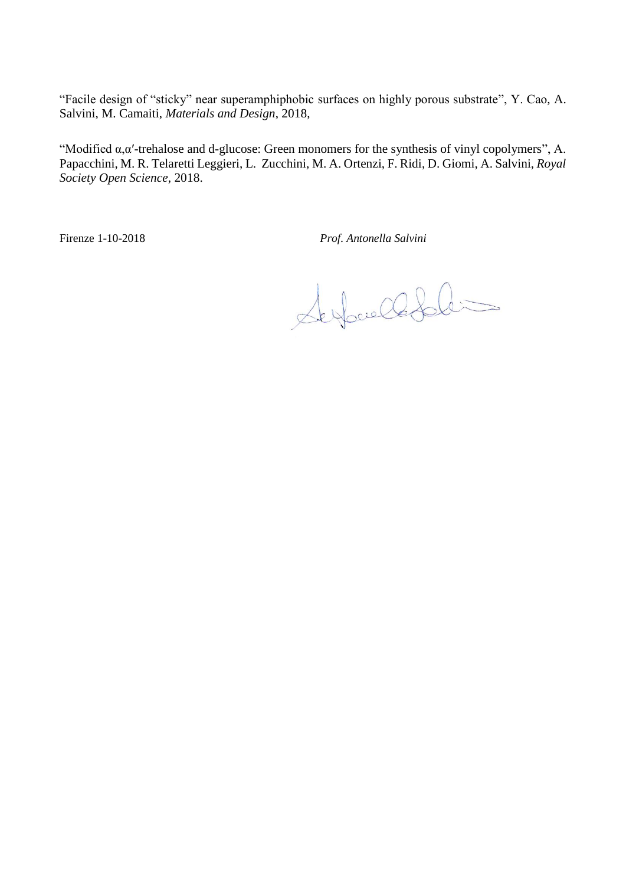"Facile design of "sticky" near superamphiphobic surfaces on highly porous substrate", Y. Cao, A. Salvini, M. Camaiti, *Materials and Design*, 2018,

"Modified α,α′-trehalose and d-glucose: Green monomers for the synthesis of vinyl copolymers", A. Papacchini, M. R. Telaretti Leggieri, L. Zucchini, M. A. Ortenzi, F. Ridi, D. Giomi, A. Salvini, *Royal Society Open Science*, 2018.

Firenze 1-10-2018 *Prof. Antonella Salvini*